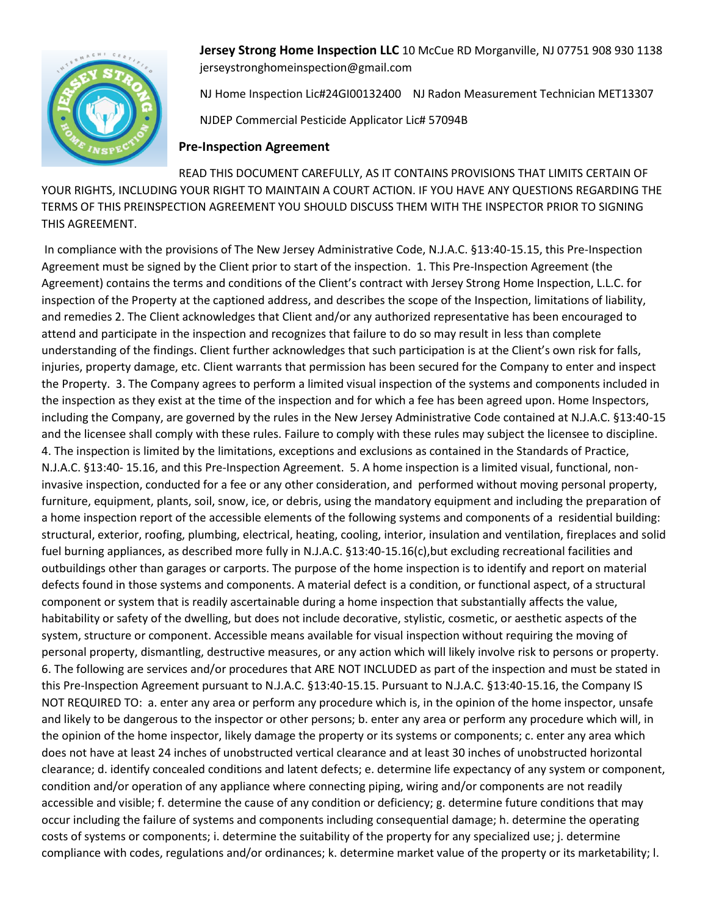**Jersey Strong Home Inspection LLC** 10 McCue RD Morganville, NJ 07751 908 930 1138 jerseystronghomeinspection@gmail.com

NJ Home Inspection Lic#24GI00132400 NJ Radon Measurement Technician MET13307

NJDEP Commercial Pesticide Applicator Lic# 57094B

## Pre-Inspection Agreement

READ THIS DOCUMENT CAREFULLY, AS IT CONTAINS PROVISIONS THAT LIMITS CERTAIN OF YOUR RIGHTS, INCLUDING YOUR RIGHT TO MAINTAIN A COURT ACTION. IF YOU HAVE ANY QUESTIONS REGARDING THE TERMS OF THIS PREINSPECTION AGREEMENT YOU SHOULD DISCUSS THEM WITH THE INSPECTOR PRIOR TO SIGNING THIS AGREEMENT.

In compliance with the provisions of The New Jersey Administrative Code, N.J.A.C. §13:40-15.15, this Pre-Inspection Agreement must be signed by the Client prior to start of the inspection. 1. This Pre-Inspection Agreement (the Agreement) contains the terms and conditions of the Client's contract with Jersey Strong Home Inspection, L.L.C. for inspection of the Property at the captioned address, and describes the scope of the Inspection, limitations of liability, and remedies 2. The Client acknowledges that Client and/or any authorized representative has been encouraged to attend and participate in the inspection and recognizes that failure to do so may result in less than complete understanding of the findings. Client further acknowledges that such participation is at the Client's own risk for falls, injuries, property damage, etc. Client warrants that permission has been secured for the Company to enter and inspect the Property. 3. The Company agrees to perform a limited visual inspection of the systems and components included in the inspection as they exist at the time of the inspection and for which a fee has been agreed upon. Home Inspectors, including the Company, are governed by the rules in the New Jersey Administrative Code contained at N.J.A.C. §13:40-15 and the licensee shall comply with these rules. Failure to comply with these rules may subject the licensee to discipline. 4. The inspection is limited by the limitations, exceptions and exclusions as contained in the Standards of Practice, N.J.A.C. §13:40- 15.16, and this Pre-Inspection Agreement. 5. A home inspection is a limited visual, functional, non-invasive inspection, conducted for a fee or any other consideration, and performed without moving personal property, furniture, equipment, plants, soil, snow, ice, or debris, using the mandatory equipment and including the preparation of a home inspection report of the accessible elements of the following systems and components of a residential building: structural, exterior, roofing, plumbing, electrical, heating, cooling, interior, insulation and ventilation, fireplaces and solid fuel burning appliances, as described more fully in N.J.A.C. §13:40-15.16(c),but excluding recreational facilities and outbuildings other than garages or carports. The purpose of the home inspection is to identify and report on material defects found in those systems and components. A material defect is a condition, or functional aspect, of a structural component or system that is readily ascertainable during a home inspection that substantially affects the value, habitability or safety of the dwelling, but does not include decorative, stylistic, cosmetic, or aesthetic aspects of the system, structure or component. Accessible means available for visual inspection without requiring the moving of personal property, dismantling, destructive measures, or any action which will likely involve risk to persons or property. 6. The following are services and/or procedures that ARE NOT INCLUDED as part of the inspection and must be stated in this Pre-Inspection Agreement pursuant to N.J.A.C. §13:40-15.15. Pursuant to N.J.A.C. §13:40-15.16, the Company IS NOT REQUIRED TO: a. enter any area or perform any procedure which is, in the opinion of the home inspector, unsafe and likely to be dangerous to the inspector or other persons; b. enter any area or perform any procedure which will, in the opinion of the home inspector, likely damage the property or its systems or components; c. enter any area which does not have at least 24 inches of unobstructed vertical clearance and at least 30 inches of unobstructed horizontal clearance; d. identify concealed conditions and latent defects; e. determine life expectancy of any system or component, condition and/or operation of any appliance where connecting piping, wiring and/or components are not readily accessible and visible; f. determine the cause of any condition or deficiency; g. determine future conditions that may occur including the failure of systems and components including consequential damage; h. determine the operating costs of systems or components; i. determine the suitability of the property for any specialized use; j. determine compliance with codes, regulations and/or ordinances; k. determine market value of the property or its marketability; l.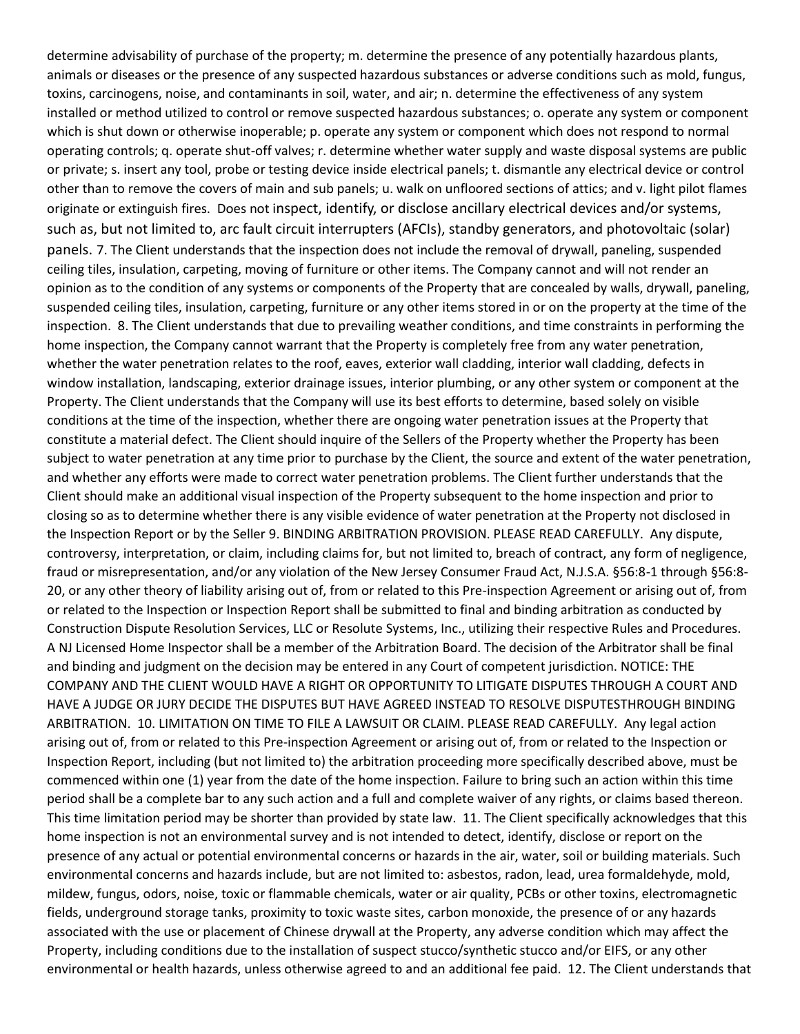determine advisability of purchase of the property; m. determine the presence of any potentially hazardous plants, animals or diseases or the presence of any suspected hazardous substances or adverse conditions such as mold, fungus, toxins, carcinogens, noise, and contaminants in soil, water, and air; n. determine the effectiveness of any system installed or method utilized to control or remove suspected hazardous substances; o. operate any system or component which is shut down or otherwise inoperable; p. operate any system or component which does not respond to normal operating controls; q. operate shut-off valves; r. determine whether water supply and waste disposal systems are public or private; s. insert any tool, probe or testing device inside electrical panels; t. dismantle any electrical device or control other than to remove the covers of main and sub panels; u. walk on unfloored sections of attics; and v. light pilot flames originate or extinguish fires. Does not inspect, identify, or disclose ancillary electrical devices and/or systems, such as, but not limited to, arc fault circuit interrupters (AFCIs), standby generators, and photovoltaic (solar) panels. 7. The Client understands that the inspection does not include the removal of drywall, paneling, suspended ceiling tiles, insulation, carpeting, moving of furniture or other items. The Company cannot and will not render an opinion as to the condition of any systems or components of the Property that are concealed by walls, drywall, paneling, suspended ceiling tiles, insulation, carpeting, furniture or any other items stored in or on the property at the time of the inspection. 8. The Client understands that due to prevailing weather conditions, and time constraints in performing the home inspection, the Company cannot warrant that the Property is completely free from any water penetration, whether the water penetration relates to the roof, eaves, exterior wall cladding, interior wall cladding, defects in window installation, landscaping, exterior drainage issues, interior plumbing, or any other system or component at the Property. The Client understands that the Company will use its best efforts to determine, based solely on visible conditions at the time of the inspection, whether there are ongoing water penetration issues at the Property that constitute a material defect. The Client should inquire of the Sellers of the Property whether the Property has been subject to water penetration at any time prior to purchase by the Client, the source and extent of the water penetration, and whether any efforts were made to correct water penetration problems. The Client further understands that the Client should make an additional visual inspection of the Property subsequent to the home inspection and prior to closing so as to determine whether there is any visible evidence of water penetration at the Property not disclosed in the Inspection Report or by the Seller 9. BINDING ARBITRATION PROVISION. PLEASE READ CAREFULLY. Any dispute, controversy, interpretation, or claim, including claims for, but not limited to, breach of contract, any form of negligence, fraud or misrepresentation, and/or any violation of the New Jersey Consumer Fraud Act, N.J.S.A. §56:8-1 through §56:8-20, or any other theory of liability arising out of, from or related to this Pre-inspection Agreement or arising out of, from or related to the Inspection or Inspection Report shall be submitted to final and binding arbitration as conducted by Construction Dispute Resolution Services, LLC or Resolute Systems, Inc., utilizing their respective Rules and Procedures. A NJ Licensed Home Inspector shall be a member of the Arbitration Board. The decision of the Arbitrator shall be final and binding and judgment on the decision may be entered in any Court of competent jurisdiction. NOTICE: THE COMPANY AND THE CLIENT WOULD HAVE A RIGHT OR OPPORTUNITY TO LITIGATE DISPUTES THROUGH A COURT AND HAVE A JUDGE OR JURY DECIDE THE DISPUTES BUT HAVE AGREED INSTEAD TO RESOLVE DISPUTESTHROUGH BINDING ARBITRATION. 10. LIMITATION ON TIME TO FILE A LAWSUIT OR CLAIM. PLEASE READ CAREFULLY. Any legal action arising out of, from or related to this Pre-inspection Agreement or arising out of, from or related to the Inspection or Inspection Report, including (but not limited to) the arbitration proceeding more specifically described above, must be commenced within one (1) year from the date of the home inspection. Failure to bring such an action within this time period shall be a complete bar to any such action and a full and complete waiver of any rights, or claims based thereon. This time limitation period may be shorter than provided by state law. 11. The Client specifically acknowledges that this home inspection is not an environmental survey and is not intended to detect, identify, disclose or report on the presence of any actual or potential environmental concerns or hazards in the air, water, soil or building materials. Such environmental concerns and hazards include, but are not limited to: asbestos, radon, lead, urea formaldehyde, mold, mildew, fungus, odors, noise, toxic or flammable chemicals, water or air quality, PCBs or other toxins, electromagnetic fields, underground storage tanks, proximity to toxic waste sites, carbon monoxide, the presence of or any hazards associated with the use or placement of Chinese drywall at the Property, any adverse condition which may affect the Property, including conditions due to the installation of suspect stucco/synthetic stucco and/or EIFS, or any other environmental or health hazards, unless otherwise agreed to and an additional fee paid. 12. The Client understands that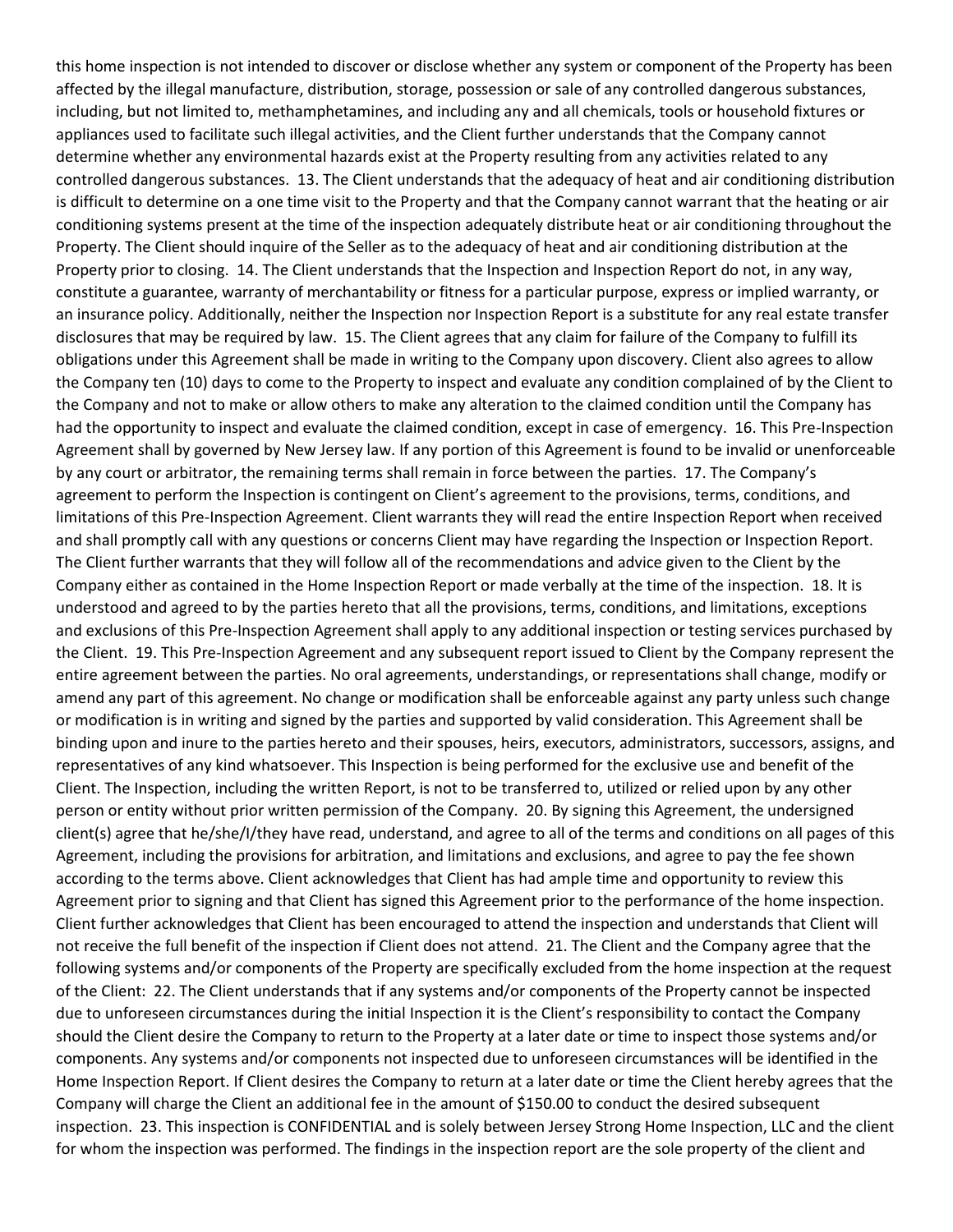this home inspection is not intended to discover or disclose whether any system or component of the Property has been affected by the illegal manufacture, distribution, storage, possession or sale of any controlled dangerous substances, including, but not limited to, methamphetamines, and including any and all chemicals, tools or household fixtures or appliances used to facilitate such illegal activities, and the Client further understands that the Company cannot determine whether any environmental hazards exist at the Property resulting from any activities related to any controlled dangerous substances. 13. The Client understands that the adequacy of heat and air conditioning distribution is difficult to determine on a one time visit to the Property and that the Company cannot warrant that the heating or air conditioning systems present at the time of the inspection adequately distribute heat or air conditioning throughout the Property. The Client should inquire of the Seller as to the adequacy of heat and air conditioning distribution at the Property prior to closing. 14. The Client understands that the Inspection and Inspection Report do not, in any way, constitute a guarantee, warranty of merchantability or fitness for a particular purpose, express or implied warranty, or an insurance policy. Additionally, neither the Inspection nor Inspection Report is a substitute for any real estate transfer disclosures that may be required by law. 15. The Client agrees that any claim for failure of the Company to fulfill its obligations under this Agreement shall be made in writing to the Company upon discovery. Client also agrees to allow the Company ten (10) days to come to the Property to inspect and evaluate any condition complained of by the Client to the Company and not to make or allow others to make any alteration to the claimed condition until the Company has had the opportunity to inspect and evaluate the claimed condition, except in case of emergency. 16. This Pre-Inspection Agreement shall by governed by New Jersey law. If any portion of this Agreement is found to be invalid or unenforceable by any court or arbitrator, the remaining terms shall remain in force between the parties. 17. The Company's agreement to perform the Inspection is contingent on Client's agreement to the provisions, terms, conditions, and limitations of this Pre-Inspection Agreement. Client warrants they will read the entire Inspection Report when received and shall promptly call with any questions or concerns Client may have regarding the Inspection or Inspection Report. The Client further warrants that they will follow all of the recommendations and advice given to the Client by the Company either as contained in the Home Inspection Report or made verbally at the time of the inspection. 18. It is understood and agreed to by the parties hereto that all the provisions, terms, conditions, and limitations, exceptions and exclusions of this Pre-Inspection Agreement shall apply to any additional inspection or testing services purchased by the Client. 19. This Pre-Inspection Agreement and any subsequent report issued to Client by the Company represent the entire agreement between the parties. No oral agreements, understandings, or representations shall change, modify or amend any part of this agreement. No change or modification shall be enforceable against any party unless such change or modification is in writing and signed by the parties and supported by valid consideration. This Agreement shall be binding upon and inure to the parties hereto and their spouses, heirs, executors, administrators, successors, assigns, and representatives of any kind whatsoever. This Inspection is being performed for the exclusive use and benefit of the Client. The Inspection, including the written Report, is not to be transferred to, utilized or relied upon by any other person or entity without prior written permission of the Company. 20. By signing this Agreement, the undersigned client(s) agree that he/she/I/they have read, understand, and agree to all of the terms and conditions on all pages of this Agreement, including the provisions for arbitration, and limitations and exclusions, and agree to pay the fee shown according to the terms above. Client acknowledges that Client has had ample time and opportunity to review this Agreement prior to signing and that Client has signed this Agreement prior to the performance of the home inspection. Client further acknowledges that Client has been encouraged to attend the inspection and understands that Client will not receive the full benefit of the inspection if Client does not attend. 21. The Client and the Company agree that the following systems and/or components of the Property are specifically excluded from the home inspection at the request of the Client: 22. The Client understands that if any systems and/or components of the Property cannot be inspected due to unforeseen circumstances during the initial Inspection it is the Client's responsibility to contact the Company should the Client desire the Company to return to the Property at a later date or time to inspect those systems and/or components. Any systems and/or components not inspected due to unforeseen circumstances will be identified in the Home Inspection Report. If Client desires the Company to return at a later date or time the Client hereby agrees that the Company will charge the Client an additional fee in the amount of $150.00 to conduct the desired subsequent inspection. 23. This inspection is CONFIDENTIAL and is solely between Jersey Strong Home Inspection, LLC and the client for whom the inspection was performed. The findings in the inspection report are the sole property of the client and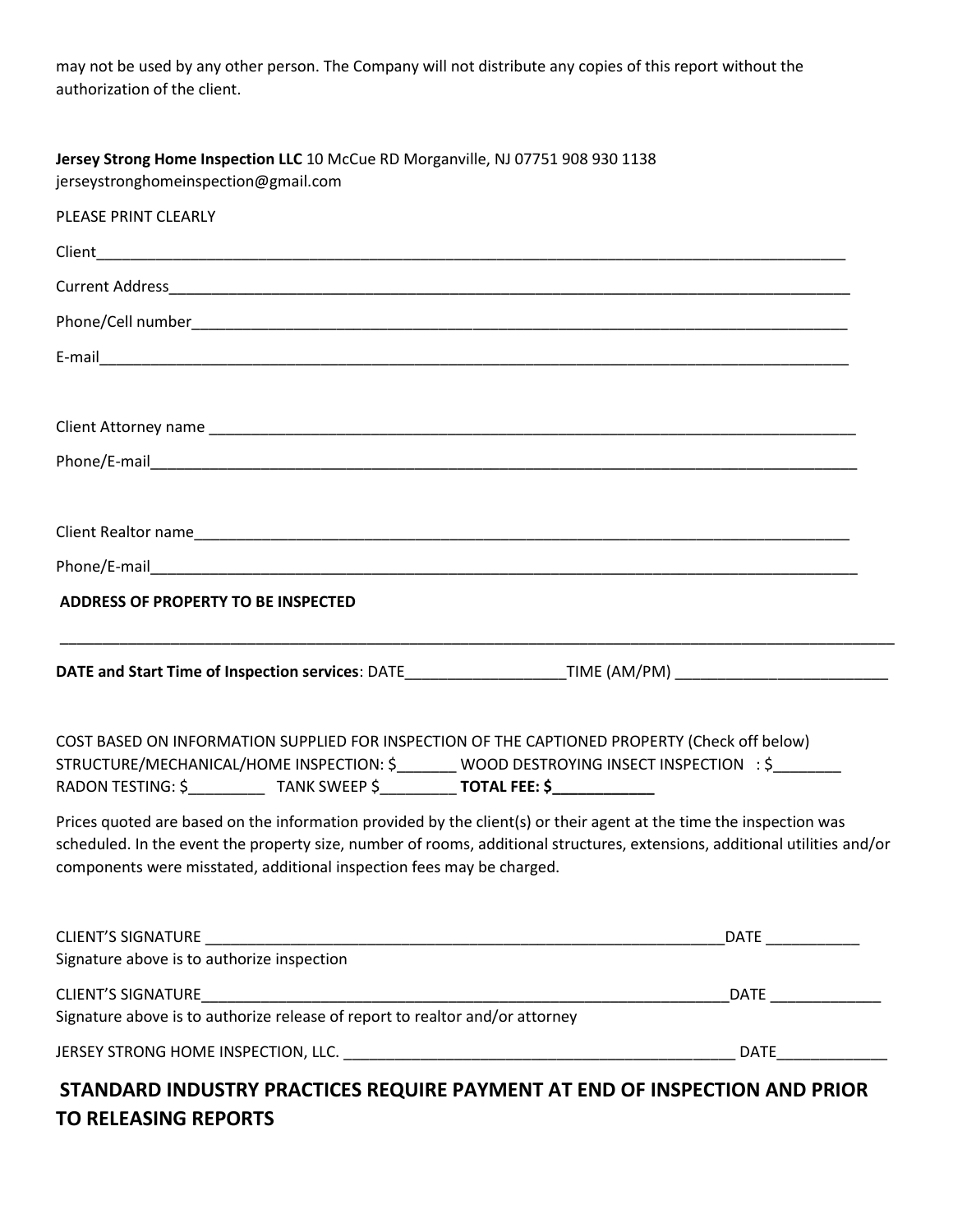may not be used by any other person. The Company will not distribute any copies of this report without the authorization of the client.

**Jersey Strong Home Inspection LLC** 10 McCue RD Morganville, NJ 07751 908 930 1138
jerseystronghomeinspection@gmail.com

PLEASE PRINT CLEARLY

Client_______________________________________________________________________________________

Current Address_______________________________________________________________________________

Phone/Cell number_____________________________________________________________________________

E-mail_______________________________________________________________________________________

Client Attorney name ___________________________________________________________________________

Phone/E-mail__________________________________________________________________________________

Client Realtor name____________________________________________________________________________

Phone/E-mail__________________________________________________________________________________

**ADDRESS OF PROPERTY TO BE INSPECTED**

_____________________________________________________________________________________________

**DATE and Start Time of Inspection services**: DATE__________________TIME (AM/PM) ________________________

COST BASED ON INFORMATION SUPPLIED FOR INSPECTION OF THE CAPTIONED PROPERTY (Check off below)
STRUCTURE/MECHANICAL/HOME INSPECTION: $_______ WOOD DESTROYING INSECT INSPECTION : $________
RADON TESTING: $_________ TANK SWEEP $_________ **TOTAL FEE: $____________**

Prices quoted are based on the information provided by the client(s) or their agent at the time the inspection was scheduled. In the event the property size, number of rooms, additional structures, extensions, additional utilities and/or components were misstated, additional inspection fees may be charged.

CLIENT'S SIGNATURE _______________________________________________________________DATE ___________
Signature above is to authorize inspection

CLIENT'S SIGNATURE________________________________________________________________DATE _____________
Signature above is to authorize release of report to realtor and/or attorney

JERSEY STRONG HOME INSPECTION, LLC. _______________________________________________ DATE_____________

**STANDARD INDUSTRY PRACTICES REQUIRE PAYMENT AT END OF INSPECTION AND PRIOR TO RELEASING REPORTS**